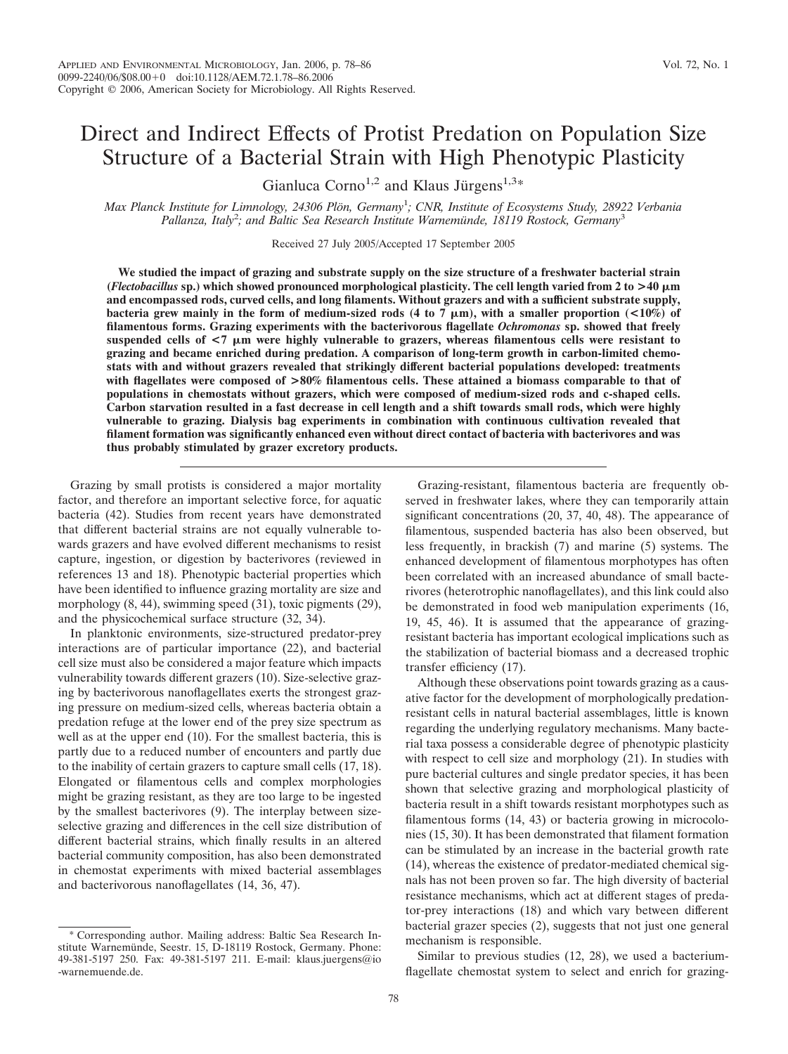# Direct and Indirect Effects of Protist Predation on Population Size Structure of a Bacterial Strain with High Phenotypic Plasticity

Gianluca Corno[1,2] and Klaus Jürgens[1,3]*

*Max Planck Institute for Limnology, 24306 Plön, Germany[1]; CNR, Institute of Ecosystems Study, 28922 Verbania Pallanza, Italy[2]; and Baltic Sea Research Institute Warnemünde, 18119 Rostock, Germany[3]*

Received 27 July 2005/Accepted 17 September 2005

**We studied the impact of grazing and substrate supply on the size structure of a freshwater bacterial strain (*Flectobacillus* sp.) which showed pronounced morphological plasticity. The cell length varied from 2 to >40 μm and encompassed rods, curved cells, and long filaments. Without grazers and with a sufficient substrate supply, bacteria grew mainly in the form of medium-sized rods (4 to 7 μm), with a smaller proportion (<10%) of filamentous forms. Grazing experiments with the bacterivorous flagellate *Ochromonas* sp. showed that freely suspended cells of <7 μm were highly vulnerable to grazers, whereas filamentous cells were resistant to grazing and became enriched during predation. A comparison of long-term growth in carbon-limited chemostats with and without grazers revealed that strikingly different bacterial populations developed: treatments with flagellates were composed of >80% filamentous cells. These attained a biomass comparable to that of populations in chemostats without grazers, which were composed of medium-sized rods and c-shaped cells. Carbon starvation resulted in a fast decrease in cell length and a shift towards small rods, which were highly vulnerable to grazing. Dialysis bag experiments in combination with continuous cultivation revealed that filament formation was significantly enhanced even without direct contact of bacteria with bacterivores and was thus probably stimulated by grazer excretory products.**

Grazing by small protists is considered a major mortality factor, and therefore an important selective force, for aquatic bacteria (42). Studies from recent years have demonstrated that different bacterial strains are not equally vulnerable towards grazers and have evolved different mechanisms to resist capture, ingestion, or digestion by bacterivores (reviewed in references 13 and 18). Phenotypic bacterial properties which have been identified to influence grazing mortality are size and morphology (8, 44), swimming speed (31), toxic pigments (29), and the physicochemical surface structure (32, 34).

In planktonic environments, size-structured predator-prey interactions are of particular importance (22), and bacterial cell size must also be considered a major feature which impacts vulnerability towards different grazers (10). Size-selective grazing by bacterivorous nanoflagellates exerts the strongest grazing pressure on medium-sized cells, whereas bacteria obtain a predation refuge at the lower end of the prey size spectrum as well as at the upper end (10). For the smallest bacteria, this is partly due to a reduced number of encounters and partly due to the inability of certain grazers to capture small cells (17, 18). Elongated or filamentous cells and complex morphologies might be grazing resistant, as they are too large to be ingested by the smallest bacterivores (9). The interplay between size-selective grazing and differences in the cell size distribution of different bacterial strains, which finally results in an altered bacterial community composition, has also been demonstrated in chemostat experiments with mixed bacterial assemblages and bacterivorous nanoflagellates (14, 36, 47).

Grazing-resistant, filamentous bacteria are frequently observed in freshwater lakes, where they can temporarily attain significant concentrations (20, 37, 40, 48). The appearance of filamentous, suspended bacteria has also been observed, but less frequently, in brackish (7) and marine (5) systems. The enhanced development of filamentous morphotypes has often been correlated with an increased abundance of small bacterivores (heterotrophic nanoflagellates), and this link could also be demonstrated in food web manipulation experiments (16, 19, 45, 46). It is assumed that the appearance of grazing-resistant bacteria has important ecological implications such as the stabilization of bacterial biomass and a decreased trophic transfer efficiency (17).

Although these observations point towards grazing as a causative factor for the development of morphologically predation-resistant cells in natural bacterial assemblages, little is known regarding the underlying regulatory mechanisms. Many bacterial taxa possess a considerable degree of phenotypic plasticity with respect to cell size and morphology (21). In studies with pure bacterial cultures and single predator species, it has been shown that selective grazing and morphological plasticity of bacteria result in a shift towards resistant morphotypes such as filamentous forms (14, 43) or bacteria growing in microcolonies (15, 30). It has been demonstrated that filament formation can be stimulated by an increase in the bacterial growth rate (14), whereas the existence of predator-mediated chemical signals has not been proven so far. The high diversity of bacterial resistance mechanisms, which act at different stages of predator-prey interactions (18) and which vary between different bacterial grazer species (2), suggests that not just one general mechanism is responsible.

Similar to previous studies (12, 28), we used a bacterium-flagellate chemostat system to select and enrich for grazing-

---

* Corresponding author. Mailing address: Baltic Sea Research Institute Warnemünde, Seestr. 15, D-18119 Rostock, Germany. Phone: 49-381-5197 250. Fax: 49-381-5197 211. E-mail: klaus.juergens@io-warnemuende.de.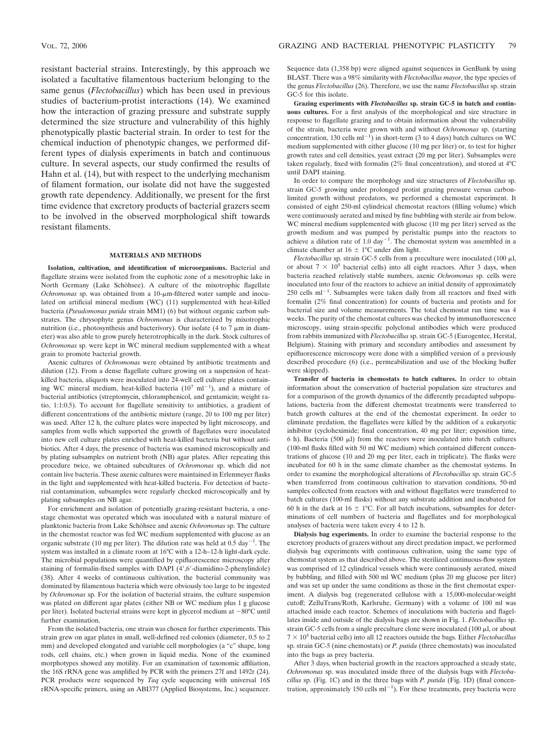resistant bacterial strains. Interestingly, by this approach we isolated a facultative filamentous bacterium belonging to the same genus (*Flectobacillus*) which has been used in previous studies of bacterium-protist interactions (14). We examined how the interaction of grazing pressure and substrate supply determined the size structure and vulnerability of this highly phenotypically plastic bacterial strain. In order to test for the chemical induction of phenotypic changes, we performed different types of dialysis experiments in batch and continuous culture. In several aspects, our study confirmed the results of Hahn et al. (14), but with respect to the underlying mechanism of filament formation, our isolate did not have the suggested growth rate dependency. Additionally, we present for the first time evidence that excretory products of bacterial grazers seem to be involved in the observed morphological shift towards resistant filaments.

## MATERIALS AND METHODS

**Isolation, cultivation, and identification of microorganisms.** Bacterial and flagellate strains were isolated from the euphotic zone of a mesotrophic lake in North Germany (Lake Schöhsee). A culture of the mixotrophic flagellate *Ochromonas* sp. was obtained from a 10-μm-filtered water sample and inoculated on artificial mineral medium (WC) (11) supplemented with heat-killed bacteria (*Pseudomonas putida* strain MM1) (6) but without organic carbon substrates. The chrysophyte genus *Ochromonas* is characterized by mixotrophic nutrition (i.e., photosynthesis and bacterivory). Our isolate (4 to 7 μm in diameter) was also able to grow purely heterotrophically in the dark. Stock cultures of *Ochromonas* sp. were kept in WC mineral medium supplemented with a wheat grain to promote bacterial growth.

Axenic cultures of *Ochromonas* were obtained by antibiotic treatments and dilution (12). From a dense flagellate culture growing on a suspension of heat-killed bacteria, aliquots were inoculated into 24-well cell culture plates containing WC mineral medium, heat-killed bacteria ($10^7$ ml$^{-1}$), and a mixture of bacterial antibiotics (streptomycin, chloramphenicol, and gentamicin; weight ratio, 1:1:0.5). To account for flagellate sensitivity to antibiotics, a gradient of different concentrations of the antibiotic mixture (range, 20 to 100 mg per liter) was used. After 12 h, the culture plates were inspected by light microscopy, and samples from wells which supported the growth of flagellates were inoculated into new cell culture plates enriched with heat-killed bacteria but without antibiotics. After 4 days, the presence of bacteria was examined microscopically and by plating subsamples on nutrient broth (NB) agar plates. After repeating this procedure twice, we obtained subcultures of *Ochromonas* sp. which did not contain live bacteria. These axenic cultures were maintained in Erlenmeyer flasks in the light and supplemented with heat-killed bacteria. For detection of bacterial contamination, subsamples were regularly checked microscopically and by plating subsamples on NB agar.

For enrichment and isolation of potentially grazing-resistant bacteria, a one-stage chemostat was operated which was inoculated with a natural mixture of planktonic bacteria from Lake Schöhsee and axenic *Ochromonas* sp. The culture in the chemostat reactor was fed WC medium supplemented with glucose as an organic substrate (10 mg per liter). The dilution rate was held at 0.5 day$^{-1}$. The system was installed in a climate room at 16°C with a 12-h–12-h light-dark cycle. The microbial populations were quantified by epifluorescence microscopy after staining of formalin-fixed samples with DAPI (4′,6′-diamidino-2-phenylindole) (38). After 4 weeks of continuous cultivation, the bacterial community was dominated by filamentous bacteria which were obviously too large to be ingested by *Ochromonas* sp. For the isolation of bacterial strains, the culture suspension was plated on different agar plates (either NB or WC medium plus 1 g glucose per liter). Isolated bacterial strains were kept in glycerol medium at −80°C until further examination.

From the isolated bacteria, one strain was chosen for further experiments. This strain grew on agar plates in small, well-defined red colonies (diameter, 0.5 to 2 mm) and developed elongated and variable cell morphologies (a "c" shape, long rods, cell chains, etc.) when grown in liquid media. None of the examined morphotypes showed any motility. For an examination of taxonomic affiliation, the 16S rRNA gene was amplified by PCR with the primers 27f and 1492r (24). PCR products were sequenced by *Taq* cycle sequencing with universal 16S rRNA-specific primers, using an ABI377 (Applied Biosystems, Inc.) sequencer. Sequence data (1,358 bp) were aligned against sequences in GenBank by using BLAST. There was a 98% similarity with *Flectobacillus mayor*, the type species of the genus *Flectobacillus* (26). Therefore, we use the name *Flectobacillus* sp. strain GC-5 for this isolate.

**Grazing experiments with *Flectobacillus* sp. strain GC-5 in batch and continuous cultures.** For a first analysis of the morphological and size structure in response to flagellate grazing and to obtain information about the vulnerability of the strain, bacteria were grown with and without *Ochromonas* sp. (starting concentration, 130 cells ml$^{-1}$) in short-term (3 to 4 days) batch cultures on WC medium supplemented with either glucose (10 mg per liter) or, to test for higher growth rates and cell densities, yeast extract (20 mg per liter). Subsamples were taken regularly, fixed with formalin (2% final concentration), and stored at 4°C until DAPI staining.

In order to compare the morphology and size structures of *Flectobacillus* sp. strain GC-5 growing under prolonged protist grazing pressure versus carbon-limited growth without predators, we performed a chemostat experiment. It consisted of eight 250-ml cylindrical chemostat reactors (filling volume) which were continuously aerated and mixed by fine bubbling with sterile air from below. WC mineral medium supplemented with glucose (10 mg per liter) served as the growth medium and was pumped by peristaltic pumps into the reactors to achieve a dilution rate of 1.0 day$^{-1}$. The chemostat system was assembled in a climate chamber at 16 ± 1°C under dim light.

*Flectobacillus* sp. strain GC-5 cells from a preculture were inoculated (100 μl, or about $7 \times 10^5$ bacterial cells) into all eight reactors. After 3 days, when bacteria reached relatively stable numbers, axenic *Ochromonas* sp. cells were inoculated into four of the reactors to achieve an initial density of approximately 250 cells ml$^{-1}$. Subsamples were taken daily from all reactors and fixed with formalin (2% final concentration) for counts of bacteria and protists and for bacterial size and volume measurements. The total chemostat run time was 4 weeks. The purity of the chemostat cultures was checked by immunofluorescence microscopy, using strain-specific polyclonal antibodies which were produced from rabbits immunized with *Flectobacillus* sp. strain GC-5 (Eurogentec, Herstal, Belgium). Staining with primary and secondary antibodies and assessment by epifluorescence microscopy were done with a simplified version of a previously described procedure (6) (i.e., permeabilization and use of the blocking buffer were skipped).

**Transfer of bacteria in chemostats to batch cultures.** In order to obtain information about the conservation of bacterial population size structures and for a comparison of the growth dynamics of the differently preadapted subpopulations, bacteria from the different chemostat treatments were transferred to batch growth cultures at the end of the chemostat experiment. In order to eliminate predation, the flagellates were killed by the addition of a eukaryotic inhibitor (cycloheximide; final concentration, 40 mg per liter; exposition time, 6 h). Bacteria (500 μl) from the reactors were inoculated into batch cultures (100-ml flasks filled with 50 ml WC medium) which contained different concentrations of glucose (10 and 20 mg per liter, each in triplicate). The flasks were incubated for 60 h in the same climate chamber as the chemostat systems. In order to examine the morphological alterations of *Flectobacillus* sp. strain GC-5 when transferred from continuous cultivation to starvation conditions, 50-ml samples collected from reactors with and without flagellates were transferred to batch cultures (100-ml flasks) without any substrate addition and incubated for 60 h in the dark at 16 ± 1°C. For all batch incubations, subsamples for determinations of cell numbers of bacteria and flagellates and for morphological analyses of bacteria were taken every 4 to 12 h.

**Dialysis bag experiments.** In order to examine the bacterial response to the excretory products of grazers without any direct predation impact, we performed dialysis bag experiments with continuous cultivation, using the same type of chemostat system as that described above. The sterilized continuous-flow system was comprised of 12 cylindrical vessels which were continuously aerated, mixed by bubbling, and filled with 500 ml WC medium (plus 20 mg glucose per liter) and was set up under the same conditions as those in the first chemostat experiment. A dialysis bag (regenerated cellulose with a 15,000-molecular-weight cutoff; ZelluTrans/Roth, Karlsruhe, Germany) with a volume of 100 ml was attached inside each reactor. Schemes of inoculations with bacteria and flagellates inside and outside of the dialysis bags are shown in Fig. 1. *Flectobacillus* sp. strain GC-5 cells from a single preculture clone were inoculated (100 μl, or about $7 \times 10^5$ bacterial cells) into all 12 reactors outside the bags. Either *Flectobacillus* sp. strain GC-5 (nine chemostats) or *P. putida* (three chemostats) was inoculated into the bags as prey bacteria.

After 3 days, when bacterial growth in the reactors approached a steady state, *Ochromonas* sp. was inoculated inside three of the dialysis bags with *Flectobacillus* sp. (Fig. 1C) and in the three bags with *P. putida* (Fig. 1D) (final concentration, approximately 150 cells ml$^{-1}$). For these treatments, prey bacteria were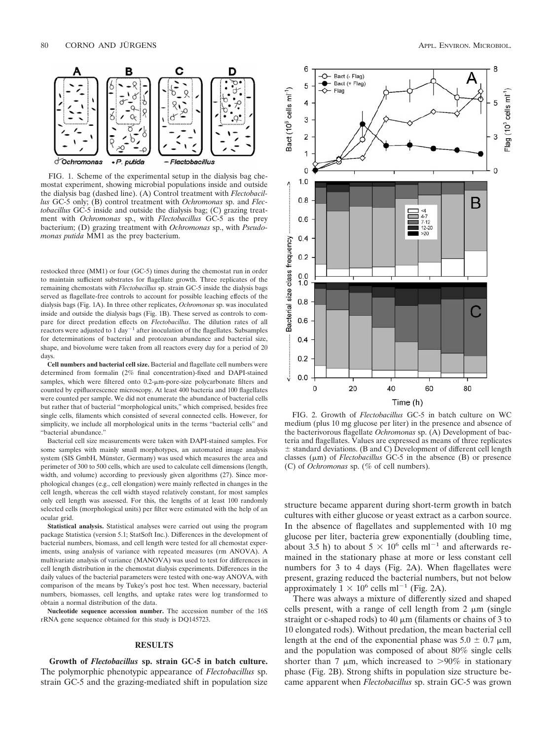FIG. 1. Scheme of the experimental setup in the dialysis bag chemostat experiment, showing microbial populations inside and outside the dialysis bag (dashed line). (A) Control treatment with *Flectobacillus* GC-5 only; (B) control treatment with *Ochromonas* sp. and *Flectobacillus* GC-5 inside and outside the dialysis bag; (C) grazing treatment with *Ochromonas* sp., with *Flectobacillus* GC-5 as the prey bacterium; (D) grazing treatment with *Ochromonas* sp., with *Pseudomonas putida* MM1 as the prey bacterium.

restocked three (MM1) or four (GC-5) times during the chemostat run in order to maintain sufficient substrates for flagellate growth. Three replicates of the remaining chemostats with *Flectobacillus* sp. strain GC-5 inside the dialysis bags served as flagellate-free controls to account for possible leaching effects of the dialysis bags (Fig. 1A). In three other replicates, *Ochromonas* sp. was inoculated inside and outside the dialysis bags (Fig. 1B). These served as controls to compare for direct predation effects on *Flectobacillus*. The dilution rates of all reactors were adjusted to 1 $day^{-1}$ after inoculation of the flagellates. Subsamples for determinations of bacterial and protozoan abundance and bacterial size, shape, and biovolume were taken from all reactors every day for a period of 20 days.

**Cell numbers and bacterial cell size.** Bacterial and flagellate cell numbers were determined from formalin (2% final concentration)-fixed and DAPI-stained samples, which were filtered onto 0.2-μm-pore-size polycarbonate filters and counted by epifluorescence microscopy. At least 400 bacteria and 100 flagellates were counted per sample. We did not enumerate the abundance of bacterial cells but rather that of bacterial "morphological units," which comprised, besides free single cells, filaments which consisted of several connected cells. However, for simplicity, we include all morphological units in the terms "bacterial cells" and "bacterial abundance."

Bacterial cell size measurements were taken with DAPI-stained samples. For some samples with mainly small morphotypes, an automated image analysis system (SIS GmbH, Münster, Germany) was used which measures the area and perimeter of 300 to 500 cells, which are used to calculate cell dimensions (length, width, and volume) according to previously given algorithms (27). Since morphological changes (e.g., cell elongation) were mainly reflected in changes in the cell length, whereas the cell width stayed relatively constant, for most samples only cell length was assessed. For this, the lengths of at least 100 randomly selected cells (morphological units) per filter were estimated with the help of an ocular grid.

**Statistical analysis.** Statistical analyses were carried out using the program package Statistica (version 5.1; StatSoft Inc.). Differences in the development of bacterial numbers, biomass, and cell length were tested for all chemostat experiments, using analysis of variance with repeated measures (rm ANOVA). A multivariate analysis of variance (MANOVA) was used to test for differences in cell length distribution in the chemostat dialysis experiments. Differences in the daily values of the bacterial parameters were tested with one-way ANOVA, with comparison of the means by Tukey's post hoc test. When necessary, bacterial numbers, biomasses, cell lengths, and uptake rates were log transformed to obtain a normal distribution of the data.

**Nucleotide sequence accession number.** The accession number of the 16S rRNA gene sequence obtained for this study is DQ145723.

## RESULTS

**Growth of *Flectobacillus* sp. strain GC-5 in batch culture.** The polymorphic phenotypic appearance of *Flectobacillus* sp. strain GC-5 and the grazing-mediated shift in population size structure became apparent during short-term growth in batch cultures with either glucose or yeast extract as a carbon source. In the absence of flagellates and supplemented with 10 mg glucose per liter, bacteria grew exponentially (doubling time, about 3.5 h) to about $5 \times 10^6$ cells $ml^{-1}$ and afterwards remained in the stationary phase at more or less constant cell numbers for 3 to 4 days (Fig. 2A). When flagellates were present, grazing reduced the bacterial numbers, but not below approximately $1 \times 10^6$ cells $ml^{-1}$ (Fig. 2A).

FIG. 2. Growth of *Flectobacillus* GC-5 in batch culture on WC medium (plus 10 mg glucose per liter) in the presence and absence of the bacterivorous flagellate *Ochromonas* sp. (A) Development of bacteria and flagellates. Values are expressed as means of three replicates ± standard deviations. (B and C) Development of different cell length classes (μm) of *Flectobacillus* GC-5 in the absence (B) or presence (C) of *Ochromonas* sp. (% of cell numbers).

There was always a mixture of differently sized and shaped cells present, with a range of cell length from 2 μm (single straight or c-shaped rods) to 40 μm (filaments or chains of 3 to 10 elongated rods). Without predation, the mean bacterial cell length at the end of the exponential phase was 5.0 ± 0.7 μm, and the population was composed of about 80% single cells shorter than 7 μm, which increased to >90% in stationary phase (Fig. 2B). Strong shifts in population size structure became apparent when *Flectobacillus* sp. strain GC-5 was grown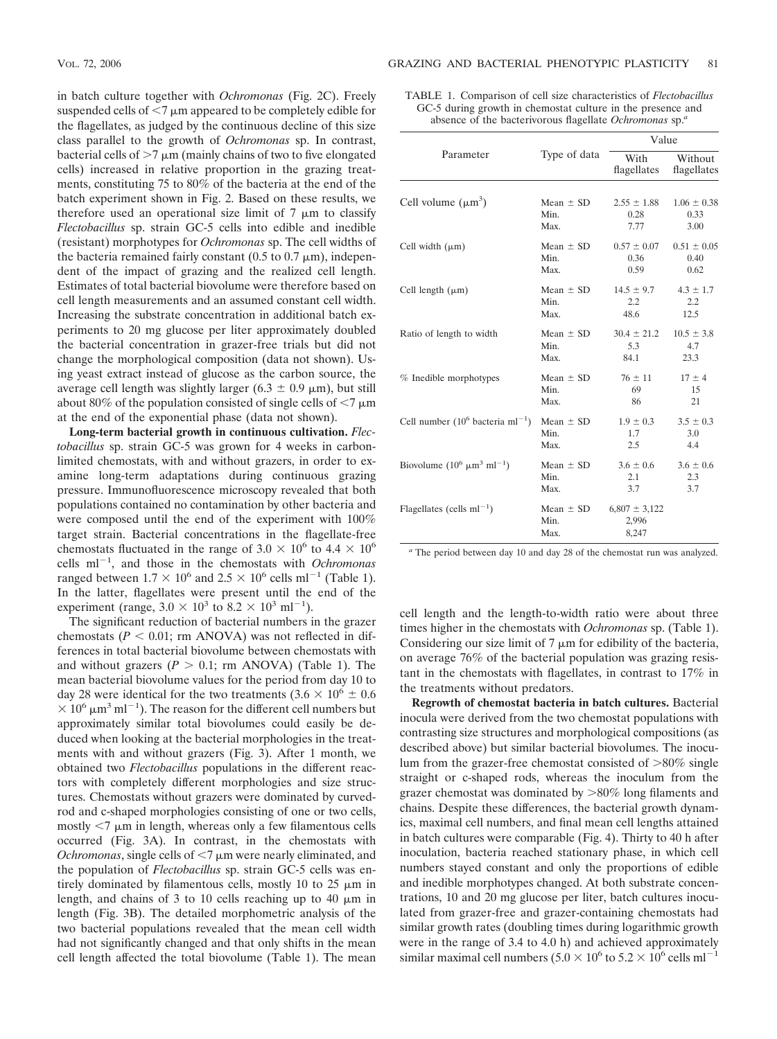in batch culture together with *Ochromonas* (Fig. 2C). Freely suspended cells of <7 μm appeared to be completely edible for the flagellates, as judged by the continuous decline of this size class parallel to the growth of *Ochromonas* sp. In contrast, bacterial cells of >7 μm (mainly chains of two to five elongated cells) increased in relative proportion in the grazing treatments, constituting 75 to 80% of the bacteria at the end of the batch experiment shown in Fig. 2. Based on these results, we therefore used an operational size limit of 7 μm to classify *Flectobacillus* sp. strain GC-5 cells into edible and inedible (resistant) morphotypes for *Ochromonas* sp. The cell widths of the bacteria remained fairly constant (0.5 to 0.7 μm), independent of the impact of grazing and the realized cell length. Estimates of total bacterial biovolume were therefore based on cell length measurements and an assumed constant cell width. Increasing the substrate concentration in additional batch experiments to 20 mg glucose per liter approximately doubled the bacterial concentration in grazer-free trials but did not change the morphological composition (data not shown). Using yeast extract instead of glucose as the carbon source, the average cell length was slightly larger (6.3 ± 0.9 μm), but still about 80% of the population consisted of single cells of <7 μm at the end of the exponential phase (data not shown).

**Long-term bacterial growth in continuous cultivation.** *Flectobacillus* sp. strain GC-5 was grown for 4 weeks in carbon-limited chemostats, with and without grazers, in order to examine long-term adaptations during continuous grazing pressure. Immunofluorescence microscopy revealed that both populations contained no contamination by other bacteria and were composed until the end of the experiment with 100% target strain. Bacterial concentrations in the flagellate-free chemostats fluctuated in the range of $3.0 \times 10^6$ to $4.4 \times 10^6$ cells $ml^{-1}$, and those in the chemostats with *Ochromonas* ranged between $1.7 \times 10^6$ and $2.5 \times 10^6$ cells $ml^{-1}$ (Table 1). In the latter, flagellates were present until the end of the experiment (range, $3.0 \times 10^3$ to $8.2 \times 10^3$ $ml^{-1}$).

The significant reduction of bacterial numbers in the grazer chemostats ($P < 0.01$; rm ANOVA) was not reflected in differences in total bacterial biovolume between chemostats with and without grazers ($P > 0.1$; rm ANOVA) (Table 1). The mean bacterial biovolume values for the period from day 10 to day 28 were identical for the two treatments ($3.6 \times 10^6 \pm 0.6 \times 10^6$ $\mu m^3$ $ml^{-1}$). The reason for the different cell numbers but approximately similar total biovolumes could easily be deduced when looking at the bacterial morphologies in the treatments with and without grazers (Fig. 3). After 1 month, we obtained two *Flectobacillus* populations in the different reactors with completely different morphologies and size structures. Chemostats without grazers were dominated by curved-rod and c-shaped morphologies consisting of one or two cells, mostly <7 μm in length, whereas only a few filamentous cells occurred (Fig. 3A). In contrast, in the chemostats with *Ochromonas*, single cells of <7 μm were nearly eliminated, and the population of *Flectobacillus* sp. strain GC-5 cells was entirely dominated by filamentous cells, mostly 10 to 25 μm in length, and chains of 3 to 10 cells reaching up to 40 μm in length (Fig. 3B). The detailed morphometric analysis of the two bacterial populations revealed that the mean cell width had not significantly changed and that only shifts in the mean cell length affected the total biovolume (Table 1). The mean

TABLE 1. Comparison of cell size characteristics of *Flectobacillus* GC-5 during growth in chemostat culture in the presence and absence of the bacterivorous flagellate *Ochromonas* sp.[a]

| Parameter | Type of data | Value | |
|---|---|---|---|
| | | With flagellates | Without flagellates |
| Cell volume ($\mu m^3$) | Mean ± SD | 2.55 ± 1.88 | 1.06 ± 0.38 |
| | Min. | 0.28 | 0.33 |
| | Max. | 7.77 | 3.00 |
| Cell width (μm) | Mean ± SD | 0.57 ± 0.07 | 0.51 ± 0.05 |
| | Min. | 0.36 | 0.40 |
| | Max. | 0.59 | 0.62 |
| Cell length (μm) | Mean ± SD | 14.5 ± 9.7 | 4.3 ± 1.7 |
| | Min. | 2.2 | 2.2 |
| | Max. | 48.6 | 12.5 |
| Ratio of length to width | Mean ± SD | 30.4 ± 21.2 | 10.5 ± 3.8 |
| | Min. | 5.3 | 4.7 |
| | Max. | 84.1 | 23.3 |
| % Inedible morphotypes | Mean ± SD | 76 ± 11 | 17 ± 4 |
| | Min. | 69 | 15 |
| | Max. | 86 | 21 |
| Cell number ($10^6$ bacteria $ml^{-1}$) | Mean ± SD | 1.9 ± 0.3 | 3.5 ± 0.3 |
| | Min. | 1.7 | 3.0 |
| | Max. | 2.5 | 4.4 |
| Biovolume ($10^6$ $\mu m^3$ $ml^{-1}$) | Mean ± SD | 3.6 ± 0.6 | 3.6 ± 0.6 |
| | Min. | 2.1 | 2.3 |
| | Max. | 3.7 | 3.7 |
| Flagellates (cells $ml^{-1}$) | Mean ± SD | 6,807 ± 3,122 | |
| | Min. | 2,996 | |
| | Max. | 8,247 | |

[a] The period between day 10 and day 28 of the chemostat run was analyzed.

cell length and the length-to-width ratio were about three times higher in the chemostats with *Ochromonas* sp. (Table 1). Considering our size limit of 7 μm for edibility of the bacteria, on average 76% of the bacterial population was grazing resistant in the chemostats with flagellates, in contrast to 17% in the treatments without predators.

**Regrowth of chemostat bacteria in batch cultures.** Bacterial inocula were derived from the two chemostat populations with contrasting size structures and morphological compositions (as described above) but similar bacterial biovolumes. The inoculum from the grazer-free chemostat consisted of >80% single straight or c-shaped rods, whereas the inoculum from the grazer chemostat was dominated by >80% long filaments and chains. Despite these differences, the bacterial growth dynamics, maximal cell numbers, and final mean cell lengths attained in batch cultures were comparable (Fig. 4). Thirty to 40 h after inoculation, bacteria reached stationary phase, in which cell numbers stayed constant and only the proportions of edible and inedible morphotypes changed. At both substrate concentrations, 10 and 20 mg glucose per liter, batch cultures inoculated from grazer-free and grazer-containing chemostats had similar growth rates (doubling times during logarithmic growth were in the range of 3.4 to 4.0 h) and achieved approximately similar maximal cell numbers ($5.0 \times 10^6$ to $5.2 \times 10^6$ cells $ml^{-1}$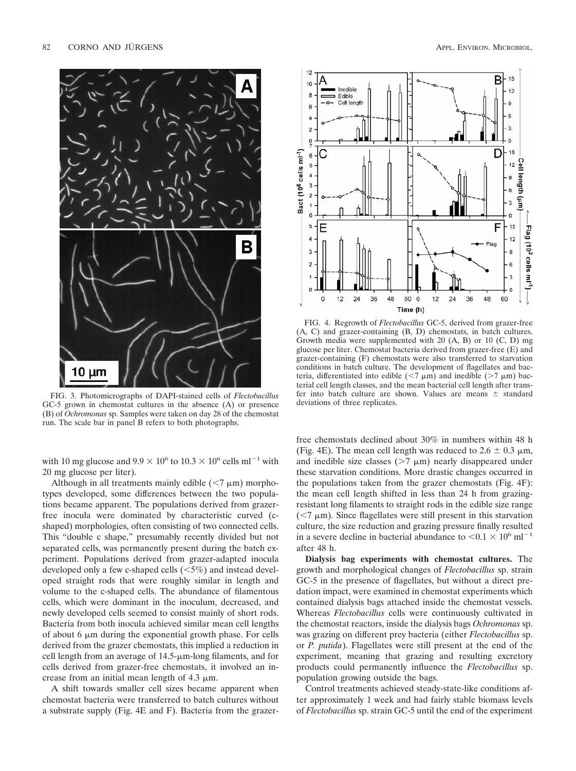FIG. 3. Photomicrographs of DAPI-stained cells of *Flectobacillus* GC-5 grown in chemostat cultures in the absence (A) or presence (B) of *Ochromonas* sp. Samples were taken on day 28 of the chemostat run. The scale bar in panel B refers to both photographs.

FIG. 4. Regrowth of *Flectobacillus* GC-5, derived from grazer-free (A, C) and grazer-containing (B, D) chemostats, in batch cultures. Growth media were supplemented with 20 (A, B) or 10 (C, D) mg glucose per liter. Chemostat bacteria derived from grazer-free (E) and grazer-containing (F) chemostats were also transferred to starvation conditions in batch culture. The development of flagellates and bacteria, differentiated into edible (<7 μm) and inedible (>7 μm) bacterial cell length classes, and the mean bacterial cell length after transfer into batch culture are shown. Values are means ± standard deviations of three replicates.

with 10 mg glucose and $9.9 \times 10^6$ to $10.3 \times 10^6$ cells ml$^{-1}$ with 20 mg glucose per liter).

Although in all treatments mainly edible (<7 μm) morphotypes developed, some differences between the two populations became apparent. The populations derived from grazer-free inocula were dominated by characteristic curved (c-shaped) morphologies, often consisting of two connected cells. This "double c shape," presumably recently divided but not separated cells, was permanently present during the batch experiment. Populations derived from grazer-adapted inocula developed only a few c-shaped cells (<5%) and instead developed straight rods that were roughly similar in length and volume to the c-shaped cells. The abundance of filamentous cells, which were dominant in the inoculum, decreased, and newly developed cells seemed to consist mainly of short rods. Bacteria from both inocula achieved similar mean cell lengths of about 6 μm during the exponential growth phase. For cells derived from the grazer chemostats, this implied a reduction in cell length from an average of 14.5-μm-long filaments, and for cells derived from grazer-free chemostats, it involved an increase from an initial mean length of 4.3 μm.

A shift towards smaller cell sizes became apparent when chemostat bacteria were transferred to batch cultures without a substrate supply (Fig. 4E and F). Bacteria from the grazer-free chemostats declined about 30% in numbers within 48 h (Fig. 4E). The mean cell length was reduced to 2.6 ± 0.3 μm, and inedible size classes (>7 μm) nearly disappeared under these starvation conditions. More drastic changes occurred in the populations taken from the grazer chemostats (Fig. 4F): the mean cell length shifted in less than 24 h from grazing-resistant long filaments to straight rods in the edible size range (<7 μm). Since flagellates were still present in this starvation culture, the size reduction and grazing pressure finally resulted in a severe decline in bacterial abundance to $<0.1 \times 10^6$ ml$^{-1}$ after 48 h.

**Dialysis bag experiments with chemostat cultures.** The growth and morphological changes of *Flectobacillus* sp. strain GC-5 in the presence of flagellates, but without a direct predation impact, were examined in chemostat experiments which contained dialysis bags attached inside the chemostat vessels. Whereas *Flectobacillus* cells were continuously cultivated in the chemostat reactors, inside the dialysis bags *Ochromonas* sp. was grazing on different prey bacteria (either *Flectobacillus* sp. or *P. putida*). Flagellates were still present at the end of the experiment, meaning that grazing and resulting excretory products could permanently influence the *Flectobacillus* sp. population growing outside the bags.

Control treatments achieved steady-state-like conditions after approximately 1 week and had fairly stable biomass levels of *Flectobacillus* sp. strain GC-5 until the end of the experiment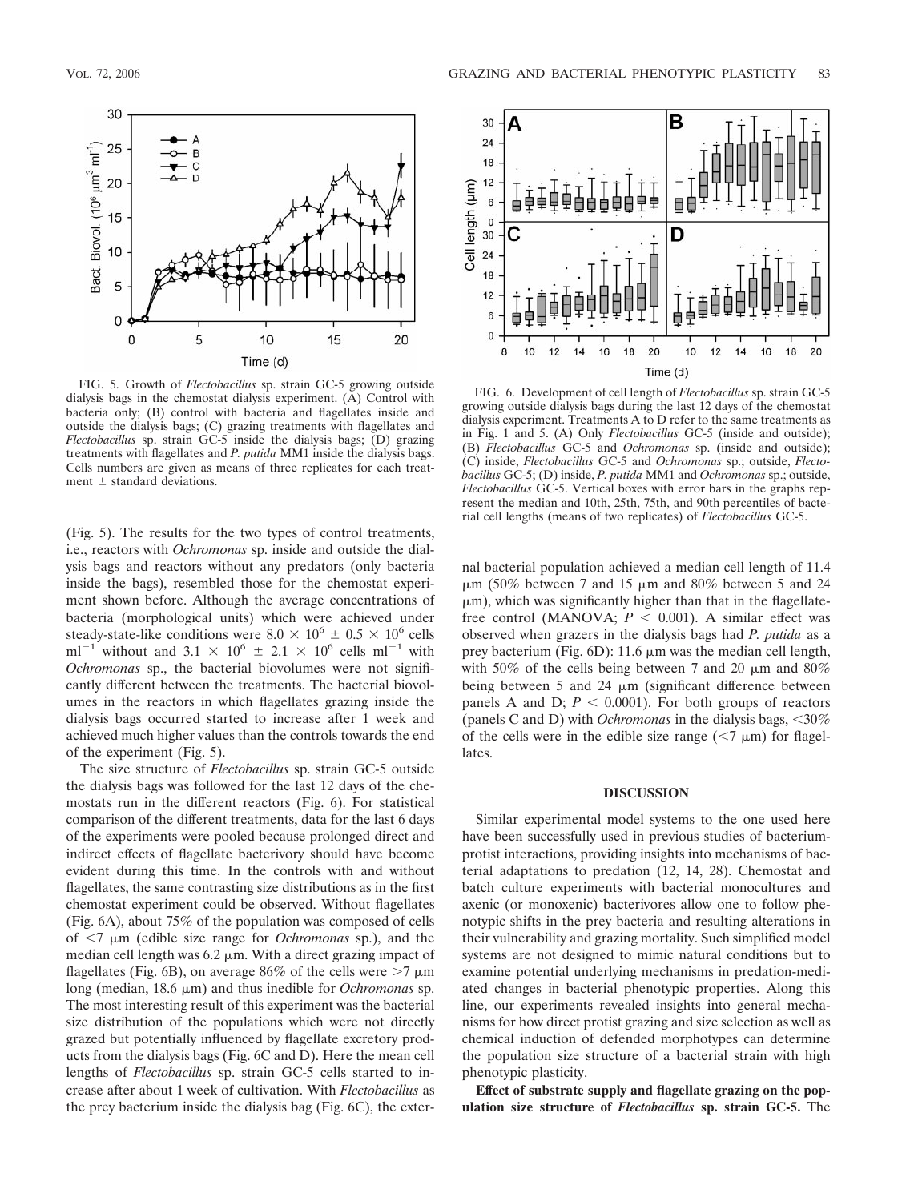FIG. 5. Growth of *Flectobacillus* sp. strain GC-5 growing outside dialysis bags in the chemostat dialysis experiment. (A) Control with bacteria only; (B) control with bacteria and flagellates inside and outside the dialysis bags; (C) grazing treatments with flagellates and *Flectobacillus* sp. strain GC-5 inside the dialysis bags; (D) grazing treatments with flagellates and *P. putida* MM1 inside the dialysis bags. Cells numbers are given as means of three replicates for each treatment ± standard deviations.

FIG. 6. Development of cell length of *Flectobacillus* sp. strain GC-5 growing outside dialysis bags during the last 12 days of the chemostat dialysis experiment. Treatments A to D refer to the same treatments as in Fig. 1 and 5. (A) Only *Flectobacillus* GC-5 (inside and outside); (B) *Flectobacillus* GC-5 and *Ochromonas* sp. (inside and outside); (C) inside, *Flectobacillus* GC-5 and *Ochromonas* sp.; outside, *Flectobacillus* GC-5; (D) inside, *P. putida* MM1 and *Ochromonas* sp.; outside, *Flectobacillus* GC-5. Vertical boxes with error bars in the graphs represent the median and 10th, 25th, 75th, and 90th percentiles of bacterial cell lengths (means of two replicates) of *Flectobacillus* GC-5.

(Fig. 5). The results for the two types of control treatments, i.e., reactors with *Ochromonas* sp. inside and outside the dialysis bags and reactors without any predators (only bacteria inside the bags), resembled those for the chemostat experiment shown before. Although the average concentrations of bacteria (morphological units) which were achieved under steady-state-like conditions were $8.0 \times 10^6 \pm 0.5 \times 10^6$ cells $ml^{-1}$ without and $3.1 \times 10^6 \pm 2.1 \times 10^6$ cells $ml^{-1}$ with *Ochromonas* sp., the bacterial biovolumes were not significantly different between the treatments. The bacterial biovolumes in the reactors in which flagellates grazing inside the dialysis bags occurred started to increase after 1 week and achieved much higher values than the controls towards the end of the experiment (Fig. 5).

The size structure of *Flectobacillus* sp. strain GC-5 outside the dialysis bags was followed for the last 12 days of the chemostats run in the different reactors (Fig. 6). For statistical comparison of the different treatments, data for the last 6 days of the experiments were pooled because prolonged direct and indirect effects of flagellate bacterivory should have become evident during this time. In the controls with and without flagellates, the same contrasting size distributions as in the first chemostat experiment could be observed. Without flagellates (Fig. 6A), about 75% of the population was composed of cells of <7 μm (edible size range for *Ochromonas* sp.), and the median cell length was 6.2 μm. With a direct grazing impact of flagellates (Fig. 6B), on average 86% of the cells were >7 μm long (median, 18.6 μm) and thus inedible for *Ochromonas* sp. The most interesting result of this experiment was the bacterial size distribution of the populations which were not directly grazed but potentially influenced by flagellate excretory products from the dialysis bags (Fig. 6C and D). Here the mean cell lengths of *Flectobacillus* sp. strain GC-5 cells started to increase after about 1 week of cultivation. With *Flectobacillus* as the prey bacterium inside the dialysis bag (Fig. 6C), the external bacterial population achieved a median cell length of 11.4 μm (50% between 7 and 15 μm and 80% between 5 and 24 μm), which was significantly higher than that in the flagellate-free control (MANOVA; $P < 0.001$). A similar effect was observed when grazers in the dialysis bags had *P. putida* as a prey bacterium (Fig. 6D): 11.6 μm was the median cell length, with 50% of the cells being between 7 and 20 μm and 80% being between 5 and 24 μm (significant difference between panels A and D; $P < 0.0001$). For both groups of reactors (panels C and D) with *Ochromonas* in the dialysis bags, <30% of the cells were in the edible size range (<7 μm) for flagellates.

## DISCUSSION

Similar experimental model systems to the one used here have been successfully used in previous studies of bacterium-protist interactions, providing insights into mechanisms of bacterial adaptations to predation (12, 14, 28). Chemostat and batch culture experiments with bacterial monocultures and axenic (or monoxenic) bacterivores allow one to follow phenotypic shifts in the prey bacteria and resulting alterations in their vulnerability and grazing mortality. Such simplified model systems are not designed to mimic natural conditions but to examine potential underlying mechanisms in predation-mediated changes in bacterial phenotypic properties. Along this line, our experiments revealed insights into general mechanisms for how direct protist grazing and size selection as well as chemical induction of defended morphotypes can determine the population size structure of a bacterial strain with high phenotypic plasticity.

**Effect of substrate supply and flagellate grazing on the population size structure of *Flectobacillus* sp. strain GC-5.** The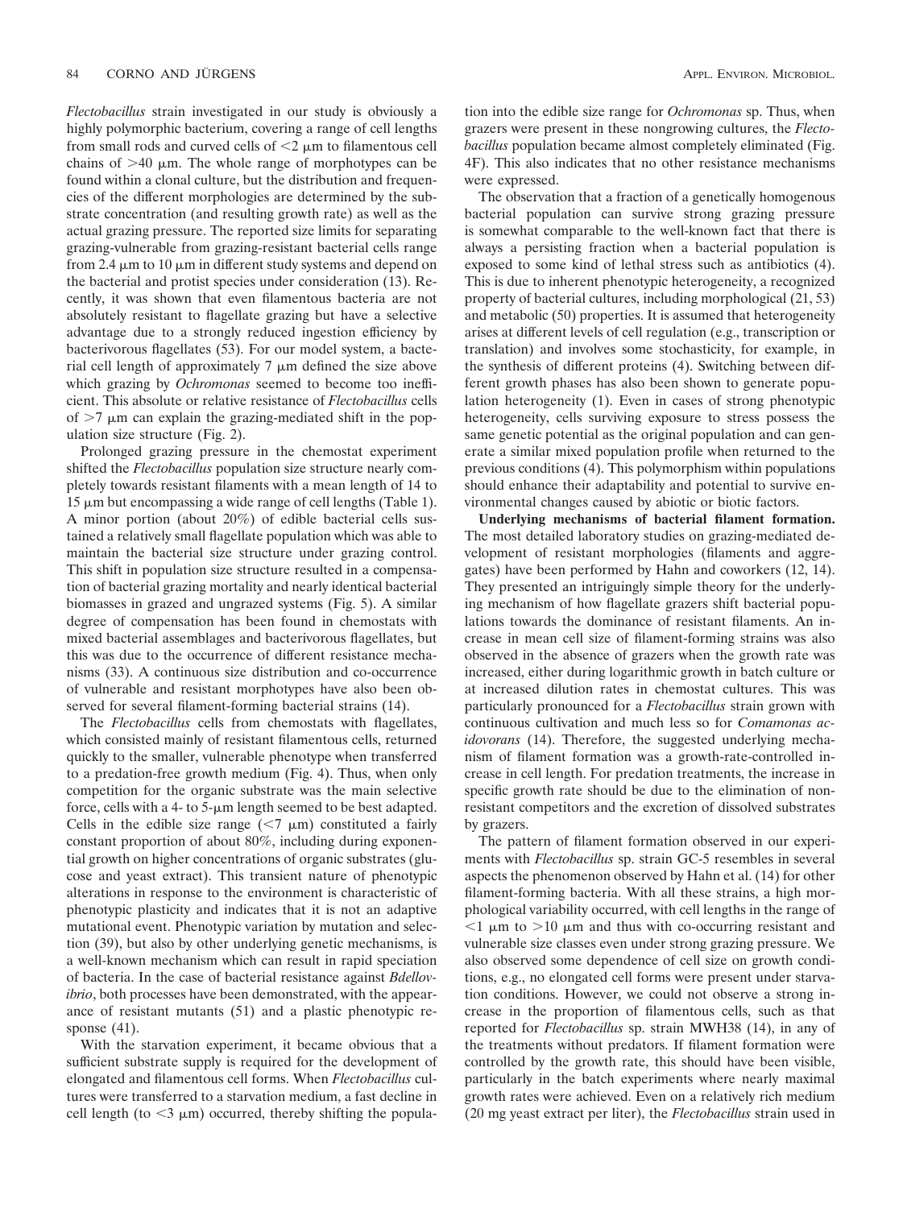*Flectobacillus* strain investigated in our study is obviously a highly polymorphic bacterium, covering a range of cell lengths from small rods and curved cells of <2 μm to filamentous cell chains of >40 μm. The whole range of morphotypes can be found within a clonal culture, but the distribution and frequencies of the different morphologies are determined by the substrate concentration (and resulting growth rate) as well as the actual grazing pressure. The reported size limits for separating grazing-vulnerable from grazing-resistant bacterial cells range from 2.4 μm to 10 μm in different study systems and depend on the bacterial and protist species under consideration (13). Recently, it was shown that even filamentous bacteria are not absolutely resistant to flagellate grazing but have a selective advantage due to a strongly reduced ingestion efficiency by bacterivorous flagellates (53). For our model system, a bacterial cell length of approximately 7 μm defined the size above which grazing by *Ochromonas* seemed to become too inefficient. This absolute or relative resistance of *Flectobacillus* cells of >7 μm can explain the grazing-mediated shift in the population size structure (Fig. 2).

Prolonged grazing pressure in the chemostat experiment shifted the *Flectobacillus* population size structure nearly completely towards resistant filaments with a mean length of 14 to 15 μm but encompassing a wide range of cell lengths (Table 1). A minor portion (about 20%) of edible bacterial cells sustained a relatively small flagellate population which was able to maintain the bacterial size structure under grazing control. This shift in population size structure resulted in a compensation of bacterial grazing mortality and nearly identical bacterial biomasses in grazed and ungrazed systems (Fig. 5). A similar degree of compensation has been found in chemostats with mixed bacterial assemblages and bacterivorous flagellates, but this was due to the occurrence of different resistance mechanisms (33). A continuous size distribution and co-occurrence of vulnerable and resistant morphotypes have also been observed for several filament-forming bacterial strains (14).

The *Flectobacillus* cells from chemostats with flagellates, which consisted mainly of resistant filamentous cells, returned quickly to the smaller, vulnerable phenotype when transferred to a predation-free growth medium (Fig. 4). Thus, when only competition for the organic substrate was the main selective force, cells with a 4- to 5-μm length seemed to be best adapted. Cells in the edible size range (<7 μm) constituted a fairly constant proportion of about 80%, including during exponential growth on higher concentrations of organic substrates (glucose and yeast extract). This transient nature of phenotypic alterations in response to the environment is characteristic of phenotypic plasticity and indicates that it is not an adaptive mutational event. Phenotypic variation by mutation and selection (39), but also by other underlying genetic mechanisms, is a well-known mechanism which can result in rapid speciation of bacteria. In the case of bacterial resistance against *Bdellovibrio*, both processes have been demonstrated, with the appearance of resistant mutants (51) and a plastic phenotypic response (41).

With the starvation experiment, it became obvious that a sufficient substrate supply is required for the development of elongated and filamentous cell forms. When *Flectobacillus* cultures were transferred to a starvation medium, a fast decline in cell length (to <3 μm) occurred, thereby shifting the population into the edible size range for *Ochromonas* sp. Thus, when grazers were present in these nongrowing cultures, the *Flectobacillus* population became almost completely eliminated (Fig. 4F). This also indicates that no other resistance mechanisms were expressed.

The observation that a fraction of a genetically homogenous bacterial population can survive strong grazing pressure is somewhat comparable to the well-known fact that there is always a persisting fraction when a bacterial population is exposed to some kind of lethal stress such as antibiotics (4). This is due to inherent phenotypic heterogeneity, a recognized property of bacterial cultures, including morphological (21, 53) and metabolic (50) properties. It is assumed that heterogeneity arises at different levels of cell regulation (e.g., transcription or translation) and involves some stochasticity, for example, in the synthesis of different proteins (4). Switching between different growth phases has also been shown to generate population heterogeneity (1). Even in cases of strong phenotypic heterogeneity, cells surviving exposure to stress possess the same genetic potential as the original population and can generate a similar mixed population profile when returned to the previous conditions (4). This polymorphism within populations should enhance their adaptability and potential to survive environmental changes caused by abiotic or biotic factors.

**Underlying mechanisms of bacterial filament formation.** The most detailed laboratory studies on grazing-mediated development of resistant morphologies (filaments and aggregates) have been performed by Hahn and coworkers (12, 14). They presented an intriguingly simple theory for the underlying mechanism of how flagellate grazers shift bacterial populations towards the dominance of resistant filaments. An increase in mean cell size of filament-forming strains was also observed in the absence of grazers when the growth rate was increased, either during logarithmic growth in batch culture or at increased dilution rates in chemostat cultures. This was particularly pronounced for a *Flectobacillus* strain grown with continuous cultivation and much less so for *Comamonas acidovorans* (14). Therefore, the suggested underlying mechanism of filament formation was a growth-rate-controlled increase in cell length. For predation treatments, the increase in specific growth rate should be due to the elimination of nonresistant competitors and the excretion of dissolved substrates by grazers.

The pattern of filament formation observed in our experiments with *Flectobacillus* sp. strain GC-5 resembles in several aspects the phenomenon observed by Hahn et al. (14) for other filament-forming bacteria. With all these strains, a high morphological variability occurred, with cell lengths in the range of <1 μm to >10 μm and thus with co-occurring resistant and vulnerable size classes even under strong grazing pressure. We also observed some dependence of cell size on growth conditions, e.g., no elongated cell forms were present under starvation conditions. However, we could not observe a strong increase in the proportion of filamentous cells, such as that reported for *Flectobacillus* sp. strain MWH38 (14), in any of the treatments without predators. If filament formation were controlled by the growth rate, this should have been visible, particularly in the batch experiments where nearly maximal growth rates were achieved. Even on a relatively rich medium (20 mg yeast extract per liter), the *Flectobacillus* strain used in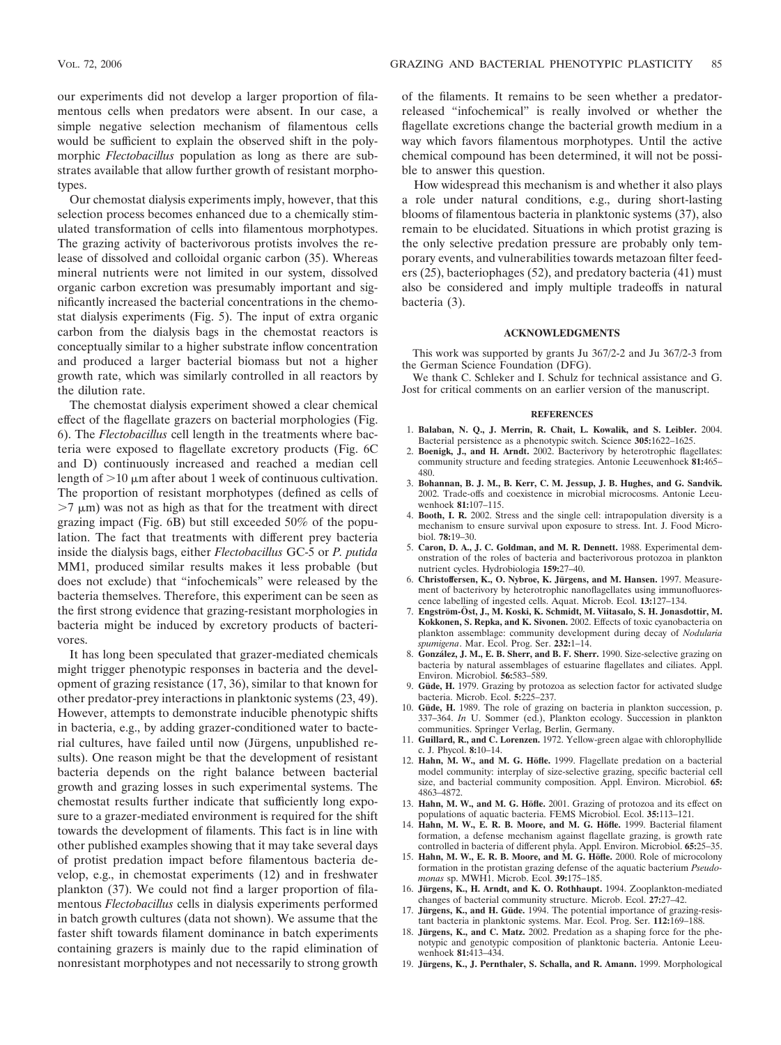our experiments did not develop a larger proportion of filamentous cells when predators were absent. In our case, a simple negative selection mechanism of filamentous cells would be sufficient to explain the observed shift in the polymorphic *Flectobacillus* population as long as there are substrates available that allow further growth of resistant morphotypes.

Our chemostat dialysis experiments imply, however, that this selection process becomes enhanced due to a chemically stimulated transformation of cells into filamentous morphotypes. The grazing activity of bacterivorous protists involves the release of dissolved and colloidal organic carbon (35). Whereas mineral nutrients were not limited in our system, dissolved organic carbon excretion was presumably important and significantly increased the bacterial concentrations in the chemostat dialysis experiments (Fig. 5). The input of extra organic carbon from the dialysis bags in the chemostat reactors is conceptually similar to a higher substrate inflow concentration and produced a larger bacterial biomass but not a higher growth rate, which was similarly controlled in all reactors by the dilution rate.

The chemostat dialysis experiment showed a clear chemical effect of the flagellate grazers on bacterial morphologies (Fig. 6). The *Flectobacillus* cell length in the treatments where bacteria were exposed to flagellate excretory products (Fig. 6C and D) continuously increased and reached a median cell length of $>10$ μm after about 1 week of continuous cultivation. The proportion of resistant morphotypes (defined as cells of $>7$ μm) was not as high as that for the treatment with direct grazing impact (Fig. 6B) but still exceeded 50% of the population. The fact that treatments with different prey bacteria inside the dialysis bags, either *Flectobacillus* GC-5 or *P. putida* MM1, produced similar results makes it less probable (but does not exclude) that "infochemicals" were released by the bacteria themselves. Therefore, this experiment can be seen as the first strong evidence that grazing-resistant morphologies in bacteria might be induced by excretory products of bacterivores.

It has long been speculated that grazer-mediated chemicals might trigger phenotypic responses in bacteria and the development of grazing resistance (17, 36), similar to that known for other predator-prey interactions in planktonic systems (23, 49). However, attempts to demonstrate inducible phenotypic shifts in bacteria, e.g., by adding grazer-conditioned water to bacterial cultures, have failed until now (Jürgens, unpublished results). One reason might be that the development of resistant bacteria depends on the right balance between bacterial growth and grazing losses in such experimental systems. The chemostat results further indicate that sufficiently long exposure to a grazer-mediated environment is required for the shift towards the development of filaments. This fact is in line with other published examples showing that it may take several days of protist predation impact before filamentous bacteria develop, e.g., in chemostat experiments (12) and in freshwater plankton (37). We could not find a larger proportion of filamentous *Flectobacillus* cells in dialysis experiments performed in batch growth cultures (data not shown). We assume that the faster shift towards filament dominance in batch experiments containing grazers is mainly due to the rapid elimination of nonresistant morphotypes and not necessarily to strong growth of the filaments. It remains to be seen whether a predator-released "infochemical" is really involved or whether the flagellate excretions change the bacterial growth medium in a way which favors filamentous morphotypes. Until the active chemical compound has been determined, it will not be possible to answer this question.

How widespread this mechanism is and whether it also plays a role under natural conditions, e.g., during short-lasting blooms of filamentous bacteria in planktonic systems (37), also remain to be elucidated. Situations in which protist grazing is the only selective predation pressure are probably only temporary events, and vulnerabilities towards metazoan filter feeders (25), bacteriophages (52), and predatory bacteria (41) must also be considered and imply multiple tradeoffs in natural bacteria (3).

## ACKNOWLEDGMENTS

This work was supported by grants Ju 367/2-2 and Ju 367/2-3 from the German Science Foundation (DFG).

We thank C. Schleker and I. Schulz for technical assistance and G. Jost for critical comments on an earlier version of the manuscript.

## REFERENCES

1. **Balaban, N. Q., J. Merrin, R. Chait, L. Kowalik, and S. Leibler.** 2004. Bacterial persistence as a phenotypic switch. Science **305:**1622–1625.
2. **Boenigk, J., and H. Arndt.** 2002. Bacterivory by heterotrophic flagellates: community structure and feeding strategies. Antonie Leeuwenhoek **81:**465–480.
3. **Bohannan, B. J. M., B. Kerr, C. M. Jessup, J. B. Hughes, and G. Sandvik.** 2002. Trade-offs and coexistence in microbial microcosms. Antonie Leeuwenhoek **81:**107–115.
4. **Booth, I. R.** 2002. Stress and the single cell: intrapopulation diversity is a mechanism to ensure survival upon exposure to stress. Int. J. Food Microbiol. **78:**19–30.
5. **Caron, D. A., J. C. Goldman, and M. R. Dennett.** 1988. Experimental demonstration of the roles of bacteria and bacterivorous protozoa in plankton nutrient cycles. Hydrobiologia **159:**27–40.
6. **Christoffersen, K., O. Nybroe, K. Jürgens, and M. Hansen.** 1997. Measurement of bacterivory by heterotrophic nanoflagellates using immunofluorescence labelling of ingested cells. Aquat. Microb. Ecol. **13:**127–134.
7. **Engström-Öst, J., M. Koski, K. Schmidt, M. Viitasalo, S. H. Jonasdottir, M. Kokkonen, S. Repka, and K. Sivonen.** 2002. Effects of toxic cyanobacteria on plankton assemblage: community development during decay of *Nodularia spumigena*. Mar. Ecol. Prog. Ser. **232:**1–14.
8. **González, J. M., E. B. Sherr, and B. F. Sherr.** 1990. Size-selective grazing on bacteria by natural assemblages of estuarine flagellates and ciliates. Appl. Environ. Microbiol. **56:**583–589.
9. **Güde, H.** 1979. Grazing by protozoa as selection factor for activated sludge bacteria. Microb. Ecol. **5:**225–237.
10. **Güde, H.** 1989. The role of grazing on bacteria in plankton succession, p. 337–364. *In* U. Sommer (ed.), Plankton ecology. Succession in plankton communities. Springer Verlag, Berlin, Germany.
11. **Guillard, R., and C. Lorenzen.** 1972. Yellow-green algae with chlorophyllide c. J. Phycol. **8:**10–14.
12. **Hahn, M. W., and M. G. Höfle.** 1999. Flagellate predation on a bacterial model community: interplay of size-selective grazing, specific bacterial cell size, and bacterial community composition. Appl. Environ. Microbiol. **65:**4863–4872.
13. **Hahn, M. W., and M. G. Höfle.** 2001. Grazing of protozoa and its effect on populations of aquatic bacteria. FEMS Microbiol. Ecol. **35:**113–121.
14. **Hahn, M. W., E. R. B. Moore, and M. G. Höfle.** 1999. Bacterial filament formation, a defense mechanism against flagellate grazing, is growth rate controlled in bacteria of different phyla. Appl. Environ. Microbiol. **65:**25–35.
15. **Hahn, M. W., E. R. B. Moore, and M. G. Höfle.** 2000. Role of microcolony formation in the protistan grazing defense of the aquatic bacterium *Pseudomonas* sp. MWH1. Microb. Ecol. **39:**175–185.
16. **Jürgens, K., H. Arndt, and K. O. Rothhaupt.** 1994. Zooplankton-mediated changes of bacterial community structure. Microb. Ecol. **27:**27–42.
17. **Jürgens, K., and H. Güde.** 1994. The potential importance of grazing-resistant bacteria in planktonic systems. Mar. Ecol. Prog. Ser. **112:**169–188.
18. **Jürgens, K., and C. Matz.** 2002. Predation as a shaping force for the phenotypic and genotypic composition of planktonic bacteria. Antonie Leeuwenhoek **81:**413–434.
19. **Jürgens, K., J. Pernthaler, S. Schalla, and R. Amann.** 1999. Morphological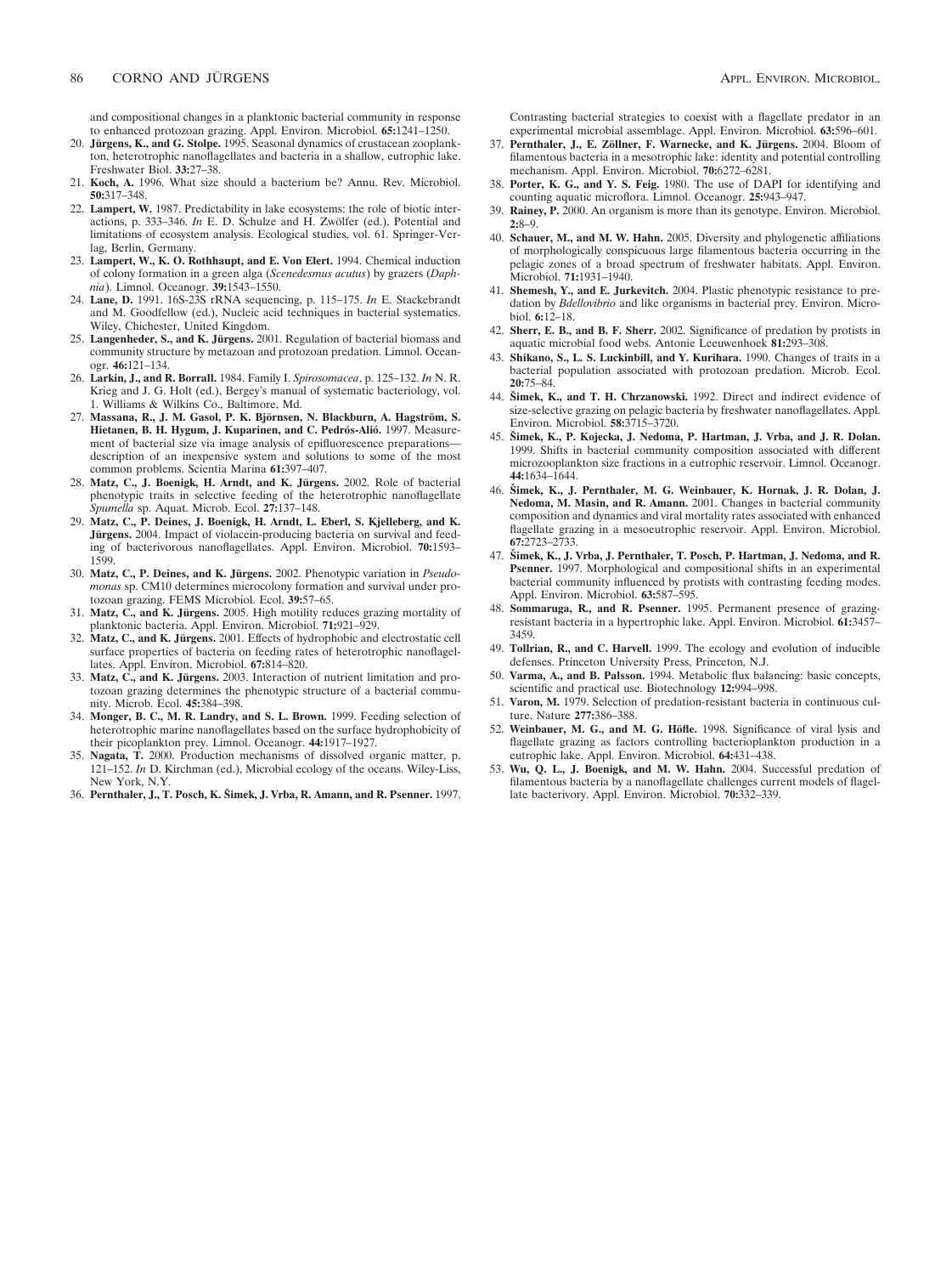and compositional changes in a planktonic bacterial community in response to enhanced protozoan grazing. Appl. Environ. Microbiol. **65:**1241–1250.

20. **Jürgens, K., and G. Stolpe.** 1995. Seasonal dynamics of crustacean zooplankton, heterotrophic nanoflagellates and bacteria in a shallow, eutrophic lake. Freshwater Biol. **33:**27–38.
21. **Koch, A.** 1996. What size should a bacterium be? Annu. Rev. Microbiol. **50:**317–348.
22. **Lampert, W.** 1987. Predictability in lake ecosystems: the role of biotic interactions, p. 333–346. *In* E. D. Schulze and H. Zwölfer (ed.), Potential and limitations of ecosystem analysis. Ecological studies, vol. 61. Springer-Verlag, Berlin, Germany.
23. **Lampert, W., K. O. Rothhaupt, and E. Von Elert.** 1994. Chemical induction of colony formation in a green alga (*Scenedesmus acutus*) by grazers (*Daphnia*). Limnol. Oceanogr. **39:**1543–1550.
24. **Lane, D.** 1991. 16S-23S rRNA sequencing, p. 115–175. *In* E. Stackebrandt and M. Goodfellow (ed.), Nucleic acid techniques in bacterial systematics. Wiley, Chichester, United Kingdom.
25. **Langenheder, S., and K. Jürgens.** 2001. Regulation of bacterial biomass and community structure by metazoan and protozoan predation. Limnol. Oceanogr. **46:**121–134.
26. **Larkin, J., and R. Borrall.** 1984. Family I. *Spirosomacea*, p. 125–132. *In* N. R. Krieg and J. G. Holt (ed.), Bergey's manual of systematic bacteriology, vol. 1. Williams & Wilkins Co., Baltimore, Md.
27. **Massana, R., J. M. Gasol, P. K. Björnsen, N. Blackburn, A. Hagström, S. Hietanen, B. H. Hygum, J. Kuparinen, and C. Pedrós-Alió.** 1997. Measurement of bacterial size via image analysis of epifluorescence preparations—description of an inexpensive system and solutions to some of the most common problems. Scientia Marina **61:**397–407.
28. **Matz, C., J. Boenigk, H. Arndt, and K. Jürgens.** 2002. Role of bacterial phenotypic traits in selective feeding of the heterotrophic nanoflagellate *Spumella* sp. Aquat. Microb. Ecol. **27:**137–148.
29. **Matz, C., P. Deines, J. Boenigk, H. Arndt, L. Eberl, S. Kjelleberg, and K. Jürgens.** 2004. Impact of violacein-producing bacteria on survival and feeding of bacterivorous nanoflagellates. Appl. Environ. Microbiol. **70:**1593–1599.
30. **Matz, C., P. Deines, and K. Jürgens.** 2002. Phenotypic variation in *Pseudomonas* sp. CM10 determines microcolony formation and survival under protozoan grazing. FEMS Microbiol. Ecol. **39:**57–65.
31. **Matz, C., and K. Jürgens.** 2005. High motility reduces grazing mortality of planktonic bacteria. Appl. Environ. Microbiol. **71:**921–929.
32. **Matz, C., and K. Jürgens.** 2001. Effects of hydrophobic and electrostatic cell surface properties of bacteria on feeding rates of heterotrophic nanoflagellates. Appl. Environ. Microbiol. **67:**814–820.
33. **Matz, C., and K. Jürgens.** 2003. Interaction of nutrient limitation and protozoan grazing determines the phenotypic structure of a bacterial community. Microb. Ecol. **45:**384–398.
34. **Monger, B. C., M. R. Landry, and S. L. Brown.** 1999. Feeding selection of heterotrophic marine nanoflagellates based on the surface hydrophobicity of their picoplankton prey. Limnol. Oceanogr. **44:**1917–1927.
35. **Nagata, T.** 2000. Production mechanisms of dissolved organic matter, p. 121–152. *In* D. Kirchman (ed.), Microbial ecology of the oceans. Wiley-Liss, New York, N.Y.
36. **Pernthaler, J., T. Posch, K. Šimek, J. Vrba, R. Amann, and R. Psenner.** 1997. Contrasting bacterial strategies to coexist with a flagellate predator in an experimental microbial assemblage. Appl. Environ. Microbiol. **63:**596–601.
37. **Pernthaler, J., E. Zöllner, F. Warnecke, and K. Jürgens.** 2004. Bloom of filamentous bacteria in a mesotrophic lake: identity and potential controlling mechanism. Appl. Environ. Microbiol. **70:**6272–6281.
38. **Porter, K. G., and Y. S. Feig.** 1980. The use of DAPI for identifying and counting aquatic microflora. Limnol. Oceanogr. **25:**943–947.
39. **Rainey, P.** 2000. An organism is more than its genotype. Environ. Microbiol. **2:**8–9.
40. **Schauer, M., and M. W. Hahn.** 2005. Diversity and phylogenetic affiliations of morphologically conspicuous large filamentous bacteria occurring in the pelagic zones of a broad spectrum of freshwater habitats. Appl. Environ. Microbiol. **71:**1931–1940.
41. **Shemesh, Y., and E. Jurkevitch.** 2004. Plastic phenotypic resistance to predation by *Bdellovibrio* and like organisms in bacterial prey. Environ. Microbiol. **6:**12–18.
42. **Sherr, E. B., and B. F. Sherr.** 2002. Significance of predation by protists in aquatic microbial food webs. Antonie Leeuwenhoek **81:**293–308.
43. **Shikano, S., L. S. Luckinbill, and Y. Kurihara.** 1990. Changes of traits in a bacterial population associated with protozoan predation. Microb. Ecol. **20:**75–84.
44. **Šimek, K., and T. H. Chrzanowski.** 1992. Direct and indirect evidence of size-selective grazing on pelagic bacteria by freshwater nanoflagellates. Appl. Environ. Microbiol. **58:**3715–3720.
45. **Šimek, K., P. Kojecka, J. Nedoma, P. Hartman, J. Vrba, and J. R. Dolan.** 1999. Shifts in bacterial community composition associated with different microzooplankton size fractions in a eutrophic reservoir. Limnol. Oceanogr. **44:**1634–1644.
46. **Šimek, K., J. Pernthaler, M. G. Weinbauer, K. Hornak, J. R. Dolan, J. Nedoma, M. Masin, and R. Amann.** 2001. Changes in bacterial community composition and dynamics and viral mortality rates associated with enhanced flagellate grazing in a mesoeutrophic reservoir. Appl. Environ. Microbiol. **67:**2723–2733.
47. **Šimek, K., J. Vrba, J. Pernthaler, T. Posch, P. Hartman, J. Nedoma, and R. Psenner.** 1997. Morphological and compositional shifts in an experimental bacterial community influenced by protists with contrasting feeding modes. Appl. Environ. Microbiol. **63:**587–595.
48. **Sommaruga, R., and R. Psenner.** 1995. Permanent presence of grazing-resistant bacteria in a hypertrophic lake. Appl. Environ. Microbiol. **61:**3457–3459.
49. **Tollrian, R., and C. Harvell.** 1999. The ecology and evolution of inducible defenses. Princeton University Press, Princeton, N.J.
50. **Varma, A., and B. Palsson.** 1994. Metabolic flux balancing: basic concepts, scientific and practical use. Biotechnology **12:**994–998.
51. **Varon, M.** 1979. Selection of predation-resistant bacteria in continuous culture. Nature **277:**386–388.
52. **Weinbauer, M. G., and M. G. Höfle.** 1998. Significance of viral lysis and flagellate grazing as factors controlling bacterioplankton production in a eutrophic lake. Appl. Environ. Microbiol. **64:**431–438.
53. **Wu, Q. L., J. Boenigk, and M. W. Hahn.** 2004. Successful predation of filamentous bacteria by a nanoflagellate challenges current models of flagellate bacterivory. Appl. Environ. Microbiol. **70:**332–339.